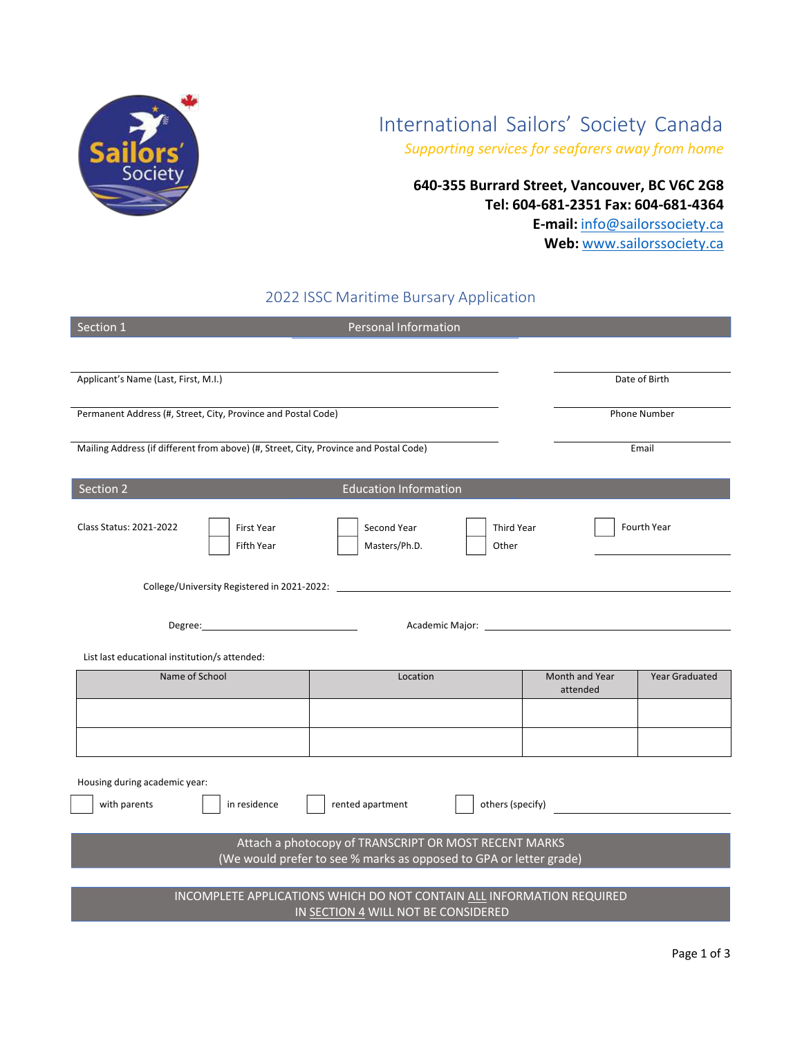# International Sailors' Society Canada

*Supporting services for seafarers away from home*

**640-355 Burrard Street, Vancouver, BC V6C 2G8**
**Tel: 604-681-2351 Fax: 604-681-4364**
**E-mail:** info@sailorssociety.ca
**Web:** www.sailorssociety.ca

## 2022 ISSC Maritime Bursary Application

### Section 1 — Personal Information

Applicant's Name (Last, First, M.I.) ____________________ Date of Birth ____________________

Permanent Address (#, Street, City, Province and Postal Code) ____________________ Phone Number ____________________

Mailing Address (if different from above) (#, Street, City, Province and Postal Code) ____________________ Email ____________________

### Section 2 — Education Information

Class Status: 2021-2022

- ☐ First Year
- ☐ Second Year
- ☐ Third Year
- ☐ Fourth Year
- ☐ Fifth Year
- ☐ Masters/Ph.D.
- ☐ Other ____________________

College/University Registered in 2021-2022: ____________________

Degree: ____________________ Academic Major: ____________________

List last educational institution/s attended:

| Name of School | Location | Month and Year attended | Year Graduated |
|---|---|---|---|
| | | | |
| | | | |

Housing during academic year:

- ☐ with parents
- ☐ in residence
- ☐ rented apartment
- ☐ others (specify) ____________________

**Attach a photocopy of TRANSCRIPT OR MOST RECENT MARKS**
**(We would prefer to see % marks as opposed to GPA or letter grade)**

**INCOMPLETE APPLICATIONS WHICH DO NOT CONTAIN ALL INFORMATION REQUIRED IN SECTION 4 WILL NOT BE CONSIDERED**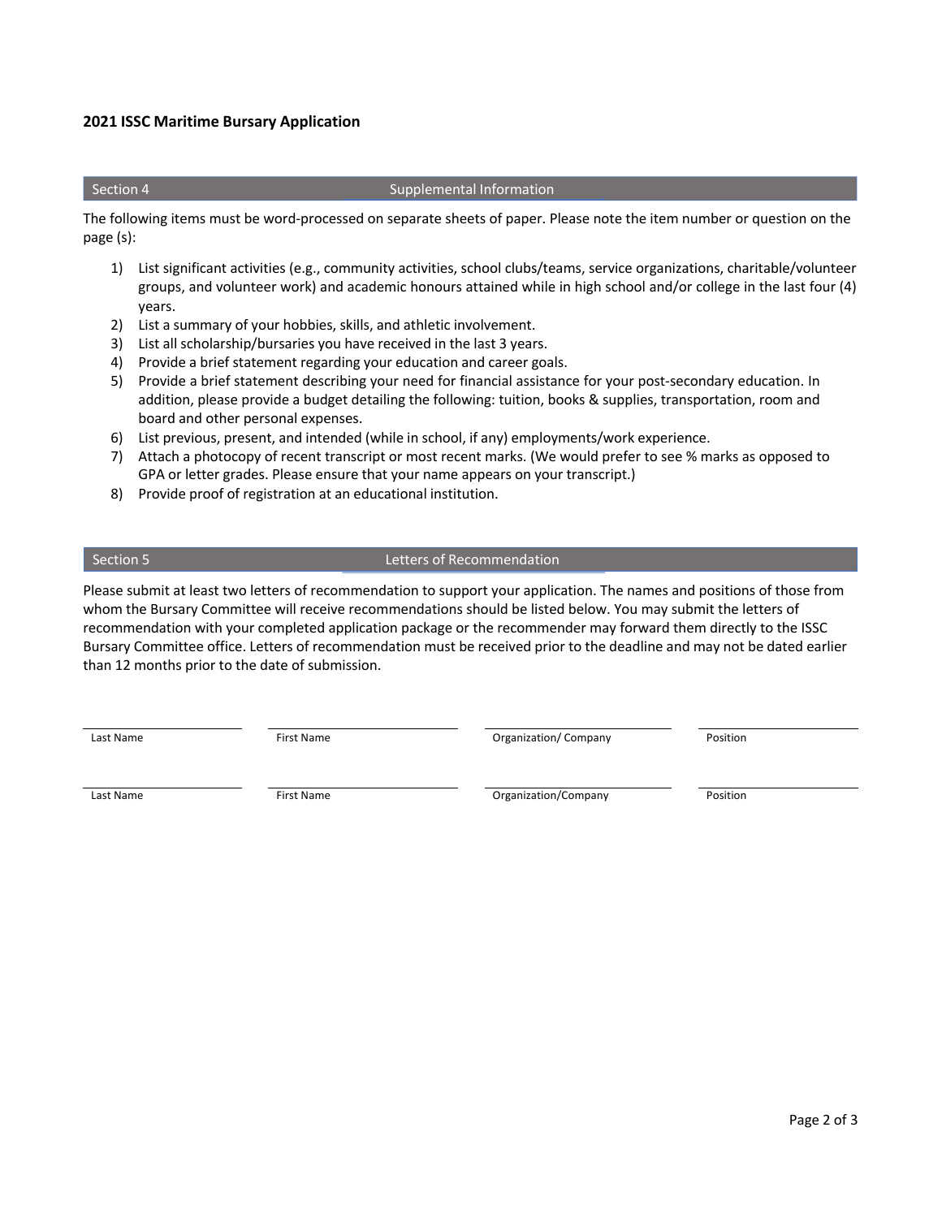**2021 ISSC Maritime Bursary Application**

## Section 4 — Supplemental Information

The following items must be word-processed on separate sheets of paper. Please note the item number or question on the page (s):

1) List significant activities (e.g., community activities, school clubs/teams, service organizations, charitable/volunteer groups, and volunteer work) and academic honours attained while in high school and/or college in the last four (4) years.
2) List a summary of your hobbies, skills, and athletic involvement.
3) List all scholarship/bursaries you have received in the last 3 years.
4) Provide a brief statement regarding your education and career goals.
5) Provide a brief statement describing your need for financial assistance for your post-secondary education. In addition, please provide a budget detailing the following: tuition, books & supplies, transportation, room and board and other personal expenses.
6) List previous, present, and intended (while in school, if any) employments/work experience.
7) Attach a photocopy of recent transcript or most recent marks. (We would prefer to see % marks as opposed to GPA or letter grades. Please ensure that your name appears on your transcript.)
8) Provide proof of registration at an educational institution.

## Section 5 — Letters of Recommendation

Please submit at least two letters of recommendation to support your application. The names and positions of those from whom the Bursary Committee will receive recommendations should be listed below. You may submit the letters of recommendation with your completed application package or the recommender may forward them directly to the ISSC Bursary Committee office. Letters of recommendation must be received prior to the deadline and may not be dated earlier than 12 months prior to the date of submission.

| Last Name | First Name | Organization/ Company | Position |
|---|---|---|---|
| | | | |
| | | | |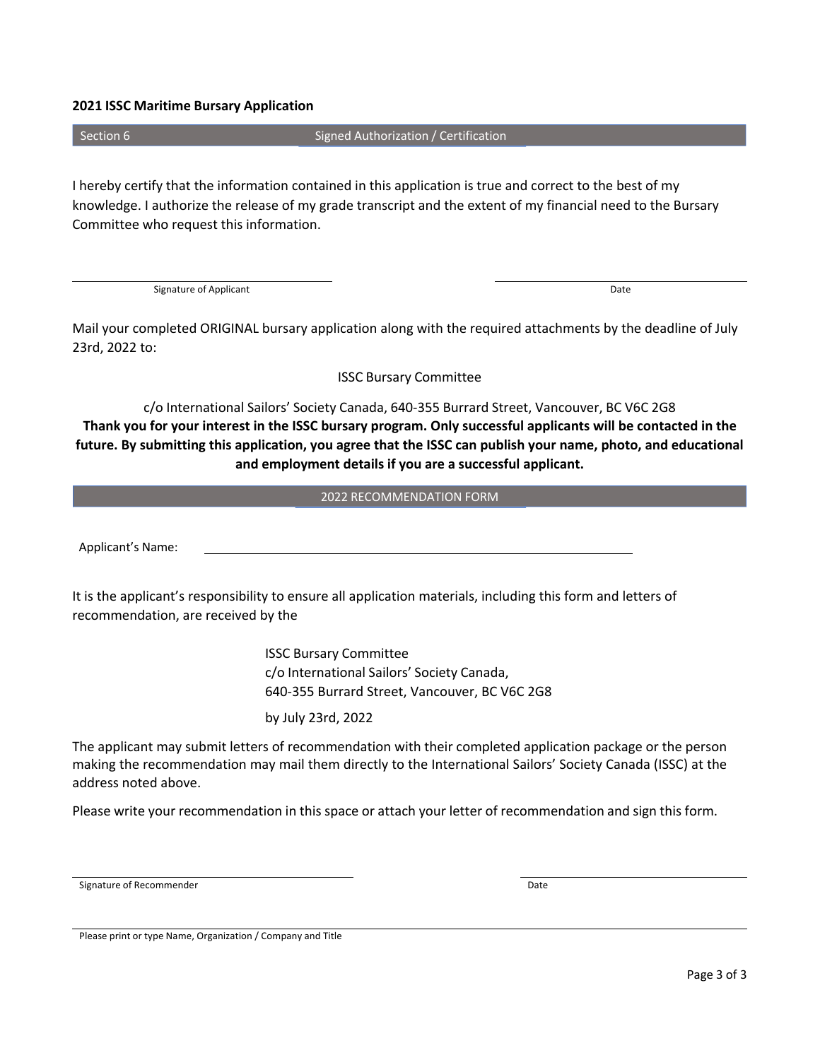**2021 ISSC Maritime Bursary Application**

## Section 6 — Signed Authorization / Certification

I hereby certify that the information contained in this application is true and correct to the best of my knowledge. I authorize the release of my grade transcript and the extent of my financial need to the Bursary Committee who request this information.

\_\_\_\_\_\_\_\_\_\_\_\_\_\_\_\_\_\_\_\_\_\_\_\_\_\_\_\_\_\_ \_\_\_\_\_\_\_\_\_\_\_\_\_\_\_\_\_\_\_\_\_\_\_\_\_\_\_\_\_\_

Signature of Applicant — Date

Mail your completed ORIGINAL bursary application along with the required attachments by the deadline of July 23rd, 2022 to:

ISSC Bursary Committee

c/o International Sailors' Society Canada, 640-355 Burrard Street, Vancouver, BC V6C 2G8

**Thank you for your interest in the ISSC bursary program. Only successful applicants will be contacted in the future. By submitting this application, you agree that the ISSC can publish your name, photo, and educational and employment details if you are a successful applicant.**

## 2022 RECOMMENDATION FORM

Applicant's Name: \_\_\_\_\_\_\_\_\_\_\_\_\_\_\_\_\_\_\_\_\_\_\_\_\_\_\_\_\_\_\_\_\_\_\_\_\_\_\_\_

It is the applicant's responsibility to ensure all application materials, including this form and letters of recommendation, are received by the

ISSC Bursary Committee
c/o International Sailors' Society Canada,
640-355 Burrard Street, Vancouver, BC V6C 2G8

by July 23rd, 2022

The applicant may submit letters of recommendation with their completed application package or the person making the recommendation may mail them directly to the International Sailors' Society Canada (ISSC) at the address noted above.

Please write your recommendation in this space or attach your letter of recommendation and sign this form.

\_\_\_\_\_\_\_\_\_\_\_\_\_\_\_\_\_\_\_\_\_\_\_\_\_\_\_\_\_\_ \_\_\_\_\_\_\_\_\_\_\_\_\_\_\_\_\_\_\_\_\_\_\_\_\_\_\_\_\_\_

Signature of Recommender — Date

\_\_\_\_\_\_\_\_\_\_\_\_\_\_\_\_\_\_\_\_\_\_\_\_\_\_\_\_\_\_\_\_\_\_\_\_\_\_\_\_\_\_\_\_\_\_\_\_\_\_\_\_\_\_\_\_

Please print or type Name, Organization / Company and Title